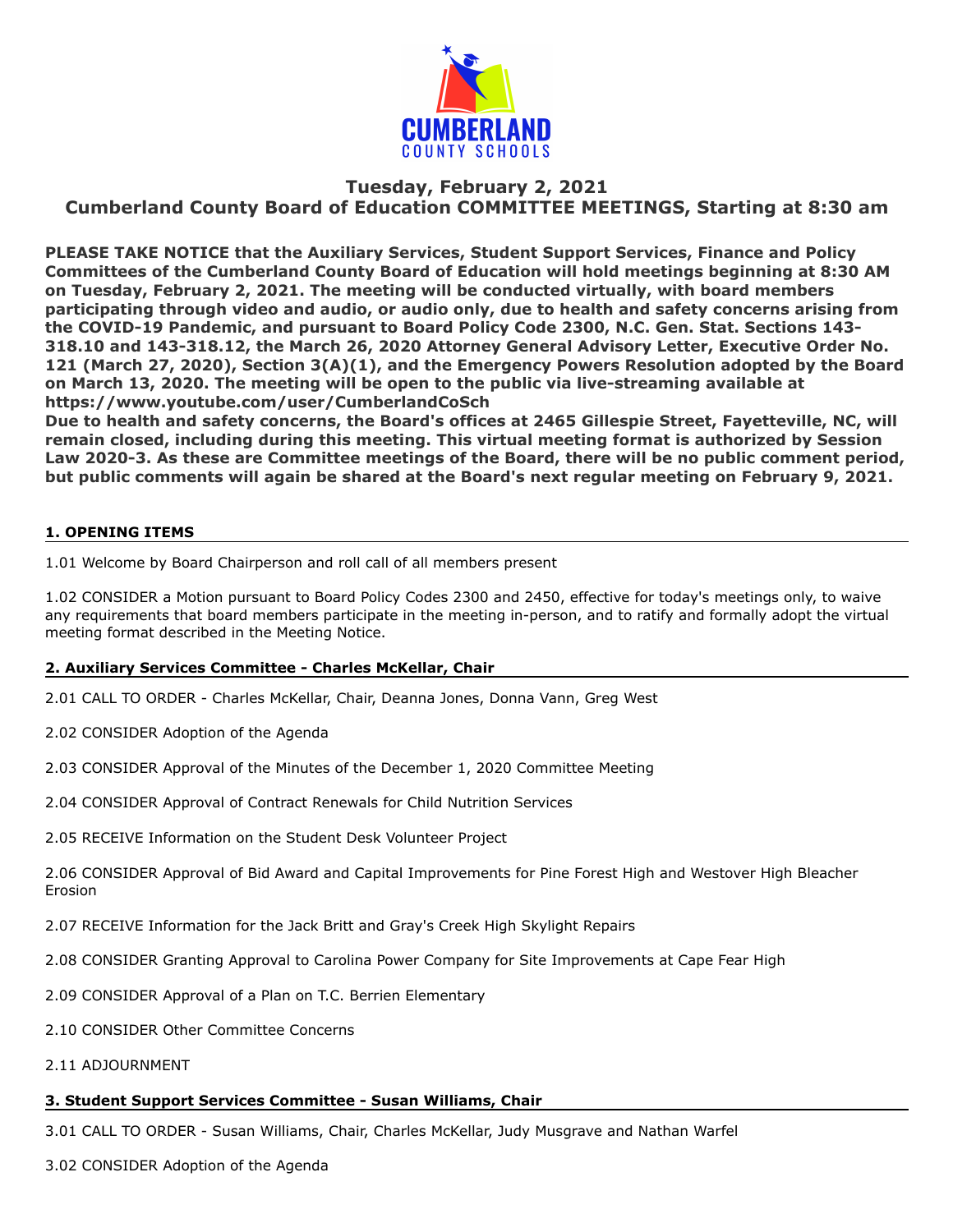# Tuesday, February 2, 2021
## Cumberland County Board of Education COMMITTEE MEETINGS, Starting at 8:30 am

**PLEASE TAKE NOTICE that the Auxiliary Services, Student Support Services, Finance and Policy Committees of the Cumberland County Board of Education will hold meetings beginning at 8:30 AM on Tuesday, February 2, 2021. The meeting will be conducted virtually, with board members participating through video and audio, or audio only, due to health and safety concerns arising from the COVID-19 Pandemic, and pursuant to Board Policy Code 2300, N.C. Gen. Stat. Sections 143-318.10 and 143-318.12, the March 26, 2020 Attorney General Advisory Letter, Executive Order No. 121 (March 27, 2020), Section 3(A)(1), and the Emergency Powers Resolution adopted by the Board on March 13, 2020. The meeting will be open to the public via live-streaming available at https://www.youtube.com/user/CumberlandCoSch**
**Due to health and safety concerns, the Board's offices at 2465 Gillespie Street, Fayetteville, NC, will remain closed, including during this meeting. This virtual meeting format is authorized by Session Law 2020-3. As these are Committee meetings of the Board, there will be no public comment period, but public comments will again be shared at the Board's next regular meeting on February 9, 2021.**

### 1. OPENING ITEMS

1.01 Welcome by Board Chairperson and roll call of all members present

1.02 CONSIDER a Motion pursuant to Board Policy Codes 2300 and 2450, effective for today's meetings only, to waive any requirements that board members participate in the meeting in-person, and to ratify and formally adopt the virtual meeting format described in the Meeting Notice.

### 2. Auxiliary Services Committee - Charles McKellar, Chair

2.01 CALL TO ORDER - Charles McKellar, Chair, Deanna Jones, Donna Vann, Greg West

2.02 CONSIDER Adoption of the Agenda

2.03 CONSIDER Approval of the Minutes of the December 1, 2020 Committee Meeting

2.04 CONSIDER Approval of Contract Renewals for Child Nutrition Services

2.05 RECEIVE Information on the Student Desk Volunteer Project

2.06 CONSIDER Approval of Bid Award and Capital Improvements for Pine Forest High and Westover High Bleacher Erosion

2.07 RECEIVE Information for the Jack Britt and Gray's Creek High Skylight Repairs

2.08 CONSIDER Granting Approval to Carolina Power Company for Site Improvements at Cape Fear High

2.09 CONSIDER Approval of a Plan on T.C. Berrien Elementary

2.10 CONSIDER Other Committee Concerns

2.11 ADJOURNMENT

### 3. Student Support Services Committee - Susan Williams, Chair

3.01 CALL TO ORDER - Susan Williams, Chair, Charles McKellar, Judy Musgrave and Nathan Warfel

3.02 CONSIDER Adoption of the Agenda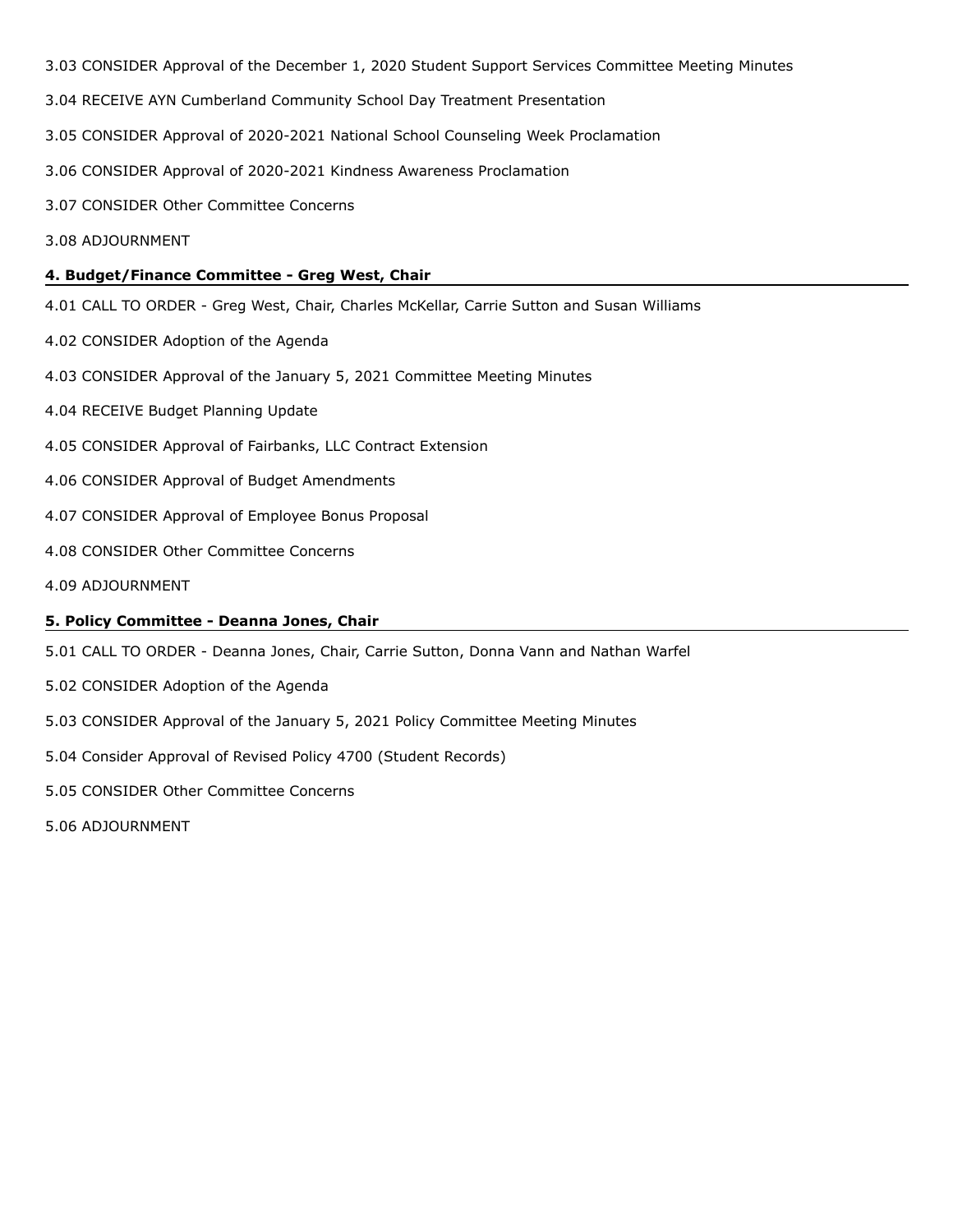3.03 CONSIDER Approval of the December 1, 2020 Student Support Services Committee Meeting Minutes

3.04 RECEIVE AYN Cumberland Community School Day Treatment Presentation

3.05 CONSIDER Approval of 2020-2021 National School Counseling Week Proclamation

3.06 CONSIDER Approval of 2020-2021 Kindness Awareness Proclamation

3.07 CONSIDER Other Committee Concerns

3.08 ADJOURNMENT

## 4. Budget/Finance Committee - Greg West, Chair

4.01 CALL TO ORDER - Greg West, Chair, Charles McKellar, Carrie Sutton and Susan Williams

4.02 CONSIDER Adoption of the Agenda

4.03 CONSIDER Approval of the January 5, 2021 Committee Meeting Minutes

4.04 RECEIVE Budget Planning Update

4.05 CONSIDER Approval of Fairbanks, LLC Contract Extension

4.06 CONSIDER Approval of Budget Amendments

4.07 CONSIDER Approval of Employee Bonus Proposal

4.08 CONSIDER Other Committee Concerns

4.09 ADJOURNMENT

## 5. Policy Committee - Deanna Jones, Chair

5.01 CALL TO ORDER - Deanna Jones, Chair, Carrie Sutton, Donna Vann and Nathan Warfel

5.02 CONSIDER Adoption of the Agenda

5.03 CONSIDER Approval of the January 5, 2021 Policy Committee Meeting Minutes

5.04 Consider Approval of Revised Policy 4700 (Student Records)

5.05 CONSIDER Other Committee Concerns

5.06 ADJOURNMENT